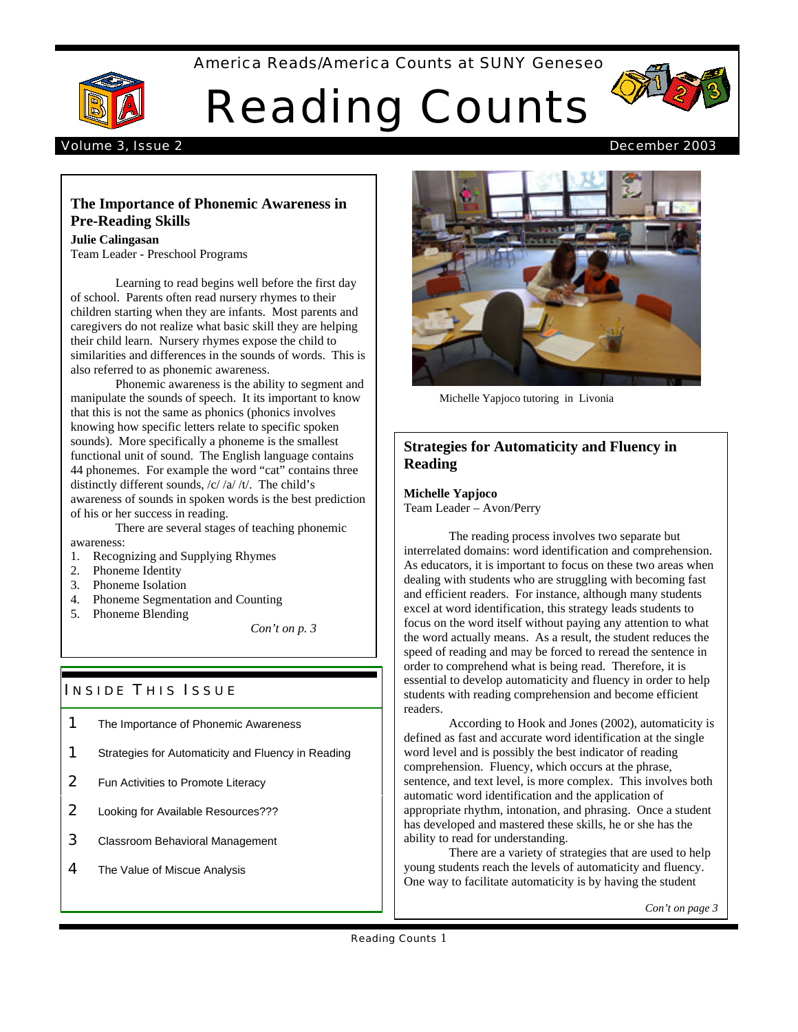America Reads/America Counts at SUNY Geneseo

# Reading Counts

Volume 3, Issue 2 — December 2003

## The Importance of Phonemic Awareness in Pre-Reading Skills

**Julie Calingasan**
Team Leader - Preschool Programs

Learning to read begins well before the first day of school. Parents often read nursery rhymes to their children starting when they are infants. Most parents and caregivers do not realize what basic skill they are helping their child learn. Nursery rhymes expose the child to similarities and differences in the sounds of words. This is also referred to as phonemic awareness.

Phonemic awareness is the ability to segment and manipulate the sounds of speech. It its important to know that this is not the same as phonics (phonics involves knowing how specific letters relate to specific spoken sounds). More specifically a phoneme is the smallest functional unit of sound. The English language contains 44 phonemes. For example the word "cat" contains three distinctly different sounds, /c/ /a/ /t/. The child's awareness of sounds in spoken words is the best prediction of his or her success in reading.

There are several stages of teaching phonemic awareness:

1. Recognizing and Supplying Rhymes
2. Phoneme Identity
3. Phoneme Isolation
4. Phoneme Segmentation and Counting
5. Phoneme Blending

*Con't on p. 3*

## Inside This Issue

| | |
|---|---|
| 1 | The Importance of Phonemic Awareness |
| 1 | Strategies for Automaticity and Fluency in Reading |
| 2 | Fun Activities to Promote Literacy |
| 2 | Looking for Available Resources??? |
| 3 | Classroom Behavioral Management |
| 4 | The Value of Miscue Analysis |

Michelle Yapjoco tutoring in Livonia

## Strategies for Automaticity and Fluency in Reading

**Michelle Yapjoco**
Team Leader – Avon/Perry

The reading process involves two separate but interrelated domains: word identification and comprehension. As educators, it is important to focus on these two areas when dealing with students who are struggling with becoming fast and efficient readers. For instance, although many students excel at word identification, this strategy leads students to focus on the word itself without paying any attention to what the word actually means. As a result, the student reduces the speed of reading and may be forced to reread the sentence in order to comprehend what is being read. Therefore, it is essential to develop automaticity and fluency in order to help students with reading comprehension and become efficient readers.

According to Hook and Jones (2002), automaticity is defined as fast and accurate word identification at the single word level and is possibly the best indicator of reading comprehension. Fluency, which occurs at the phrase, sentence, and text level, is more complex. This involves both automatic word identification and the application of appropriate rhythm, intonation, and phrasing. Once a student has developed and mastered these skills, he or she has the ability to read for understanding.

There are a variety of strategies that are used to help young students reach the levels of automaticity and fluency. One way to facilitate automaticity is by having the student

*Con't on page 3*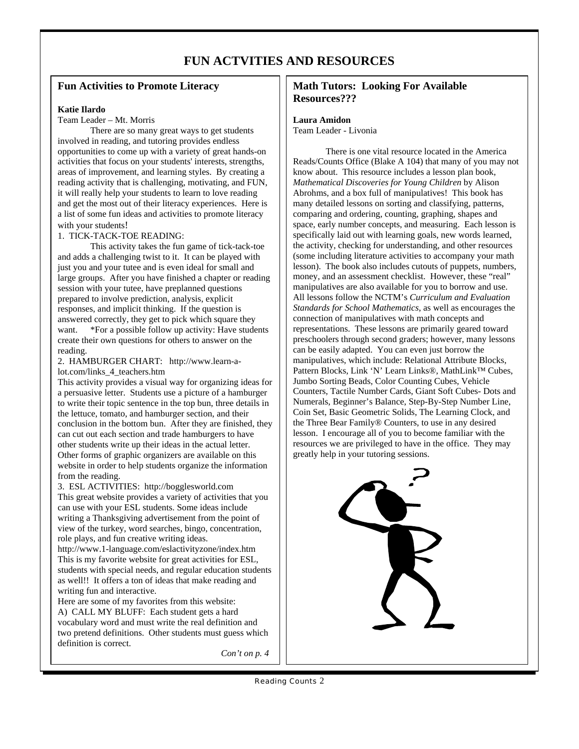# FUN ACTVITIES AND RESOURCES

## Fun Activities to Promote Literacy

**Katie Ilardo**
Team Leader – Mt. Morris

There are so many great ways to get students involved in reading, and tutoring provides endless opportunities to come up with a variety of great hands-on activities that focus on your students' interests, strengths, areas of improvement, and learning styles. By creating a reading activity that is challenging, motivating, and FUN, it will really help your students to learn to love reading and get the most out of their literacy experiences. Here is a list of some fun ideas and activities to promote literacy with your students!

1. TICK-TACK-TOE READING:

This activity takes the fun game of tick-tack-toe and adds a challenging twist to it. It can be played with just you and your tutee and is even ideal for small and large groups. After you have finished a chapter or reading session with your tutee, have preplanned questions prepared to involve prediction, analysis, explicit responses, and implicit thinking. If the question is answered correctly, they get to pick which square they want. *For a possible follow up activity: Have students create their own questions for others to answer on the reading.

2. HAMBURGER CHART: http://www.learn-a-lot.com/links_4_teachers.htm

This activity provides a visual way for organizing ideas for a persuasive letter. Students use a picture of a hamburger to write their topic sentence in the top bun, three details in the lettuce, tomato, and hamburger section, and their conclusion in the bottom bun. After they are finished, they can cut out each section and trade hamburgers to have other students write up their ideas in the actual letter. Other forms of graphic organizers are available on this website in order to help students organize the information from the reading.

3. ESL ACTIVITIES: http://bogglesworld.com

This great website provides a variety of activities that you can use with your ESL students. Some ideas include writing a Thanksgiving advertisement from the point of view of the turkey, word searches, bingo, concentration, role plays, and fun creative writing ideas.

http://www.1-language.com/eslactivityzone/index.htm
This is my favorite website for great activities for ESL, students with special needs, and regular education students as well!! It offers a ton of ideas that make reading and writing fun and interactive.

Here are some of my favorites from this website:

A) CALL MY BLUFF: Each student gets a hard vocabulary word and must write the real definition and two pretend definitions. Other students must guess which definition is correct.

*Con't on p. 4*

## Math Tutors: Looking For Available Resources???

**Laura Amidon**
Team Leader - Livonia

There is one vital resource located in the America Reads/Counts Office (Blake A 104) that many of you may not know about. This resource includes a lesson plan book, *Mathematical Discoveries for Young Children* by Alison Abrohms, and a box full of manipulatives! This book has many detailed lessons on sorting and classifying, patterns, comparing and ordering, counting, graphing, shapes and space, early number concepts, and measuring. Each lesson is specifically laid out with learning goals, new words learned, the activity, checking for understanding, and other resources (some including literature activities to accompany your math lesson). The book also includes cutouts of puppets, numbers, money, and an assessment checklist. However, these "real" manipulatives are also available for you to borrow and use. All lessons follow the NCTM's *Curriculum and Evaluation Standards for School Mathematics*, as well as encourages the connection of manipulatives with math concepts and representations. These lessons are primarily geared toward preschoolers through second graders; however, many lessons can be easily adapted. You can even just borrow the manipulatives, which include: Relational Attribute Blocks, Pattern Blocks, Link 'N' Learn Links®, MathLink™ Cubes, Jumbo Sorting Beads, Color Counting Cubes, Vehicle Counters, Tactile Number Cards, Giant Soft Cubes- Dots and Numerals, Beginner's Balance, Step-By-Step Number Line, Coin Set, Basic Geometric Solids, The Learning Clock, and the Three Bear Family® Counters, to use in any desired lesson. I encourage all of you to become familiar with the resources we are privileged to have in the office. They may greatly help in your tutoring sessions.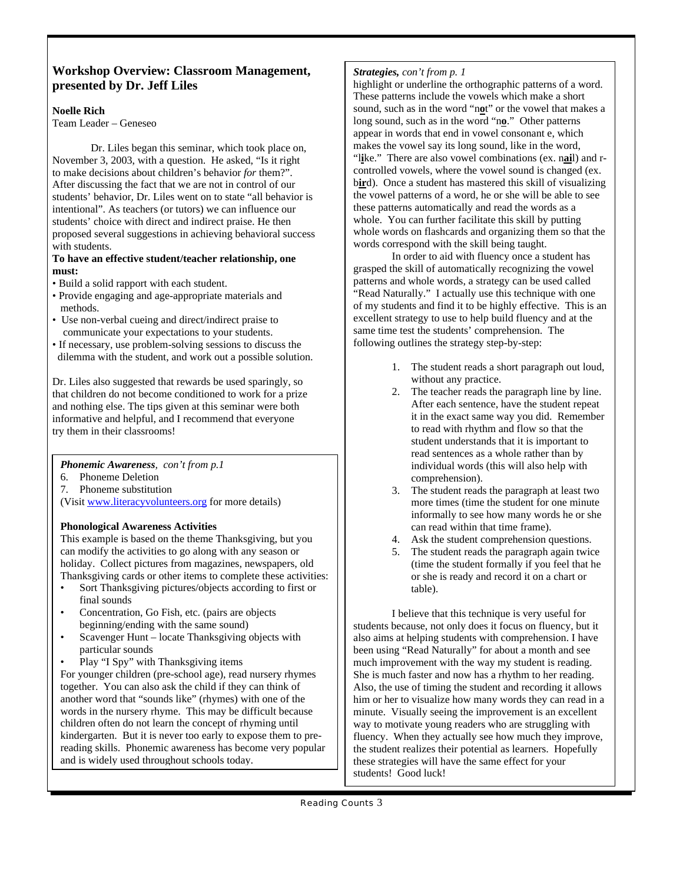## Workshop Overview: Classroom Management, presented by Dr. Jeff Liles

**Noelle Rich**
Team Leader – Geneseo

Dr. Liles began this seminar, which took place on, November 3, 2003, with a question. He asked, "Is it right to make decisions about children's behavior *for* them?". After discussing the fact that we are not in control of our students' behavior, Dr. Liles went on to state "all behavior is intentional". As teachers (or tutors) we can influence our students' choice with direct and indirect praise. He then proposed several suggestions in achieving behavioral success with students.

**To have an effective student/teacher relationship, one must:**

- Build a solid rapport with each student.
- Provide engaging and age-appropriate materials and methods.
- Use non-verbal cueing and direct/indirect praise to communicate your expectations to your students.
- If necessary, use problem-solving sessions to discuss the dilemma with the student, and work out a possible solution.

Dr. Liles also suggested that rewards be used sparingly, so that children do not become conditioned to work for a prize and nothing else. The tips given at this seminar were both informative and helpful, and I recommend that everyone try them in their classrooms!

***Phonemic Awareness**, con't from p.1*

6. Phoneme Deletion
7. Phoneme substitution

(Visit www.literacyvolunteers.org for more details)

**Phonological Awareness Activities**

This example is based on the theme Thanksgiving, but you can modify the activities to go along with any season or holiday. Collect pictures from magazines, newspapers, old Thanksgiving cards or other items to complete these activities:

- Sort Thanksgiving pictures/objects according to first or final sounds
- Concentration, Go Fish, etc. (pairs are objects beginning/ending with the same sound)
- Scavenger Hunt – locate Thanksgiving objects with particular sounds
- Play "I Spy" with Thanksgiving items

For younger children (pre-school age), read nursery rhymes together. You can also ask the child if they can think of another word that "sounds like" (rhymes) with one of the words in the nursery rhyme. This may be difficult because children often do not learn the concept of rhyming until kindergarten. But it is never too early to expose them to pre-reading skills. Phonemic awareness has become very popular and is widely used throughout schools today.

***Strategies,** con't from p. 1*

highlight or underline the orthographic patterns of a word. These patterns include the vowels which make a short sound, such as in the word "n**o**t" or the vowel that makes a long sound, such as in the word "n**o**." Other patterns appear in words that end in vowel consonant e, which makes the vowel say its long sound, like in the word, "l**i**ke." There are also vowel combinations (ex. n**ai**l) and r-controlled vowels, where the vowel sound is changed (ex. b**ir**d). Once a student has mastered this skill of visualizing the vowel patterns of a word, he or she will be able to see these patterns automatically and read the words as a whole. You can further facilitate this skill by putting whole words on flashcards and organizing them so that the words correspond with the skill being taught.

In order to aid with fluency once a student has grasped the skill of automatically recognizing the vowel patterns and whole words, a strategy can be used called "Read Naturally." I actually use this technique with one of my students and find it to be highly effective. This is an excellent strategy to use to help build fluency and at the same time test the students' comprehension. The following outlines the strategy step-by-step:

1. The student reads a short paragraph out loud, without any practice.
2. The teacher reads the paragraph line by line. After each sentence, have the student repeat it in the exact same way you did. Remember to read with rhythm and flow so that the student understands that it is important to read sentences as a whole rather than by individual words (this will also help with comprehension).
3. The student reads the paragraph at least two more times (time the student for one minute informally to see how many words he or she can read within that time frame).
4. Ask the student comprehension questions.
5. The student reads the paragraph again twice (time the student formally if you feel that he or she is ready and record it on a chart or table).

I believe that this technique is very useful for students because, not only does it focus on fluency, but it also aims at helping students with comprehension. I have been using "Read Naturally" for about a month and see much improvement with the way my student is reading. She is much faster and now has a rhythm to her reading. Also, the use of timing the student and recording it allows him or her to visualize how many words they can read in a minute. Visually seeing the improvement is an excellent way to motivate young readers who are struggling with fluency. When they actually see how much they improve, the student realizes their potential as learners. Hopefully these strategies will have the same effect for your students! Good luck!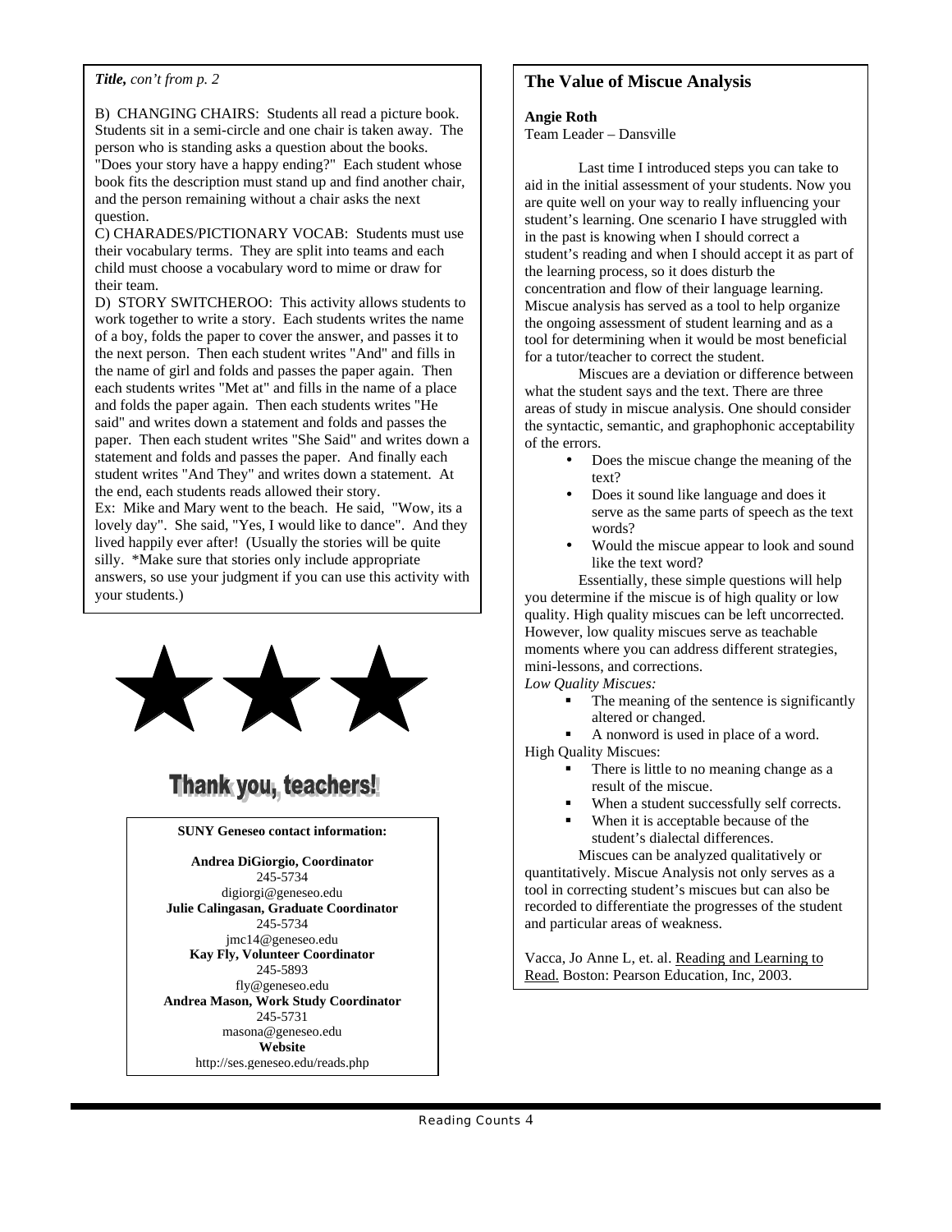***Title**, con't from p. 2*

B) CHANGING CHAIRS: Students all read a picture book. Students sit in a semi-circle and one chair is taken away. The person who is standing asks a question about the books. "Does your story have a happy ending?" Each student whose book fits the description must stand up and find another chair, and the person remaining without a chair asks the next question.

C) CHARADES/PICTIONARY VOCAB: Students must use their vocabulary terms. They are split into teams and each child must choose a vocabulary word to mime or draw for their team.

D) STORY SWITCHEROO: This activity allows students to work together to write a story. Each students writes the name of a boy, folds the paper to cover the answer, and passes it to the next person. Then each student writes "And" and fills in the name of girl and folds and passes the paper again. Then each students writes "Met at" and fills in the name of a place and folds the paper again. Then each students writes "He said" and writes down a statement and folds and passes the paper. Then each student writes "She Said" and writes down a statement and folds and passes the paper. And finally each student writes "And They" and writes down a statement. At the end, each students reads allowed their story.

Ex: Mike and Mary went to the beach. He said, "Wow, its a lovely day". She said, "Yes, I would like to dance". And they lived happily ever after! (Usually the stories will be quite silly. *Make sure that stories only include appropriate answers, so use your judgment if you can use this activity with your students.)

★★★

**Thank you, teachers!**

**SUNY Geneseo contact information:**

**Andrea DiGiorgio, Coordinator**
245-5734
digiorgi@geneseo.edu

**Julie Calingasan, Graduate Coordinator**
245-5734
jmc14@geneseo.edu

**Kay Fly, Volunteer Coordinator**
245-5893
fly@geneseo.edu

**Andrea Mason, Work Study Coordinator**
245-5731
masona@geneseo.edu

**Website**
http://ses.geneseo.edu/reads.php

## The Value of Miscue Analysis

**Angie Roth**
Team Leader – Dansville

Last time I introduced steps you can take to aid in the initial assessment of your students. Now you are quite well on your way to really influencing your student's learning. One scenario I have struggled with in the past is knowing when I should correct a student's reading and when I should accept it as part of the learning process, so it does disturb the concentration and flow of their language learning. Miscue analysis has served as a tool to help organize the ongoing assessment of student learning and as a tool for determining when it would be most beneficial for a tutor/teacher to correct the student.

Miscues are a deviation or difference between what the student says and the text. There are three areas of study in miscue analysis. One should consider the syntactic, semantic, and graphophonic acceptability of the errors.

- Does the miscue change the meaning of the text?
- Does it sound like language and does it serve as the same parts of speech as the text words?
- Would the miscue appear to look and sound like the text word?

Essentially, these simple questions will help you determine if the miscue is of high quality or low quality. High quality miscues can be left uncorrected. However, low quality miscues serve as teachable moments where you can address different strategies, mini-lessons, and corrections.

*Low Quality Miscues:*

- The meaning of the sentence is significantly altered or changed.
- A nonword is used in place of a word.

High Quality Miscues:

- There is little to no meaning change as a result of the miscue.
- When a student successfully self corrects.
- When it is acceptable because of the student's dialectal differences.

Miscues can be analyzed qualitatively or quantitatively. Miscue Analysis not only serves as a tool in correcting student's miscues but can also be recorded to differentiate the progresses of the student and particular areas of weakness.

Vacca, Jo Anne L, et. al. Reading and Learning to Read. Boston: Pearson Education, Inc, 2003.